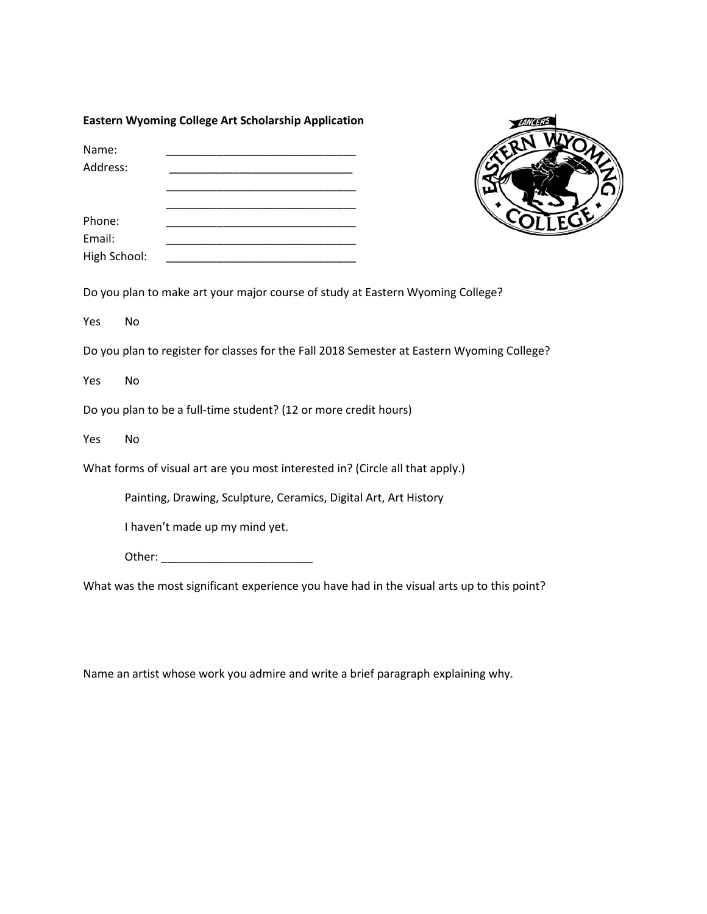**Eastern Wyoming College Art Scholarship Application**

Name: ______________________________

Address: ____________________________

______________________________

______________________________

Phone: ______________________________

Email: ______________________________

High School: ______________________________

Do you plan to make art your major course of study at Eastern Wyoming College?

Yes No

Do you plan to register for classes for the Fall 2018 Semester at Eastern Wyoming College?

Yes No

Do you plan to be a full-time student? (12 or more credit hours)

Yes No

What forms of visual art are you most interested in? (Circle all that apply.)

Painting, Drawing, Sculpture, Ceramics, Digital Art, Art History

I haven't made up my mind yet.

Other: ________________________

What was the most significant experience you have had in the visual arts up to this point?

Name an artist whose work you admire and write a brief paragraph explaining why.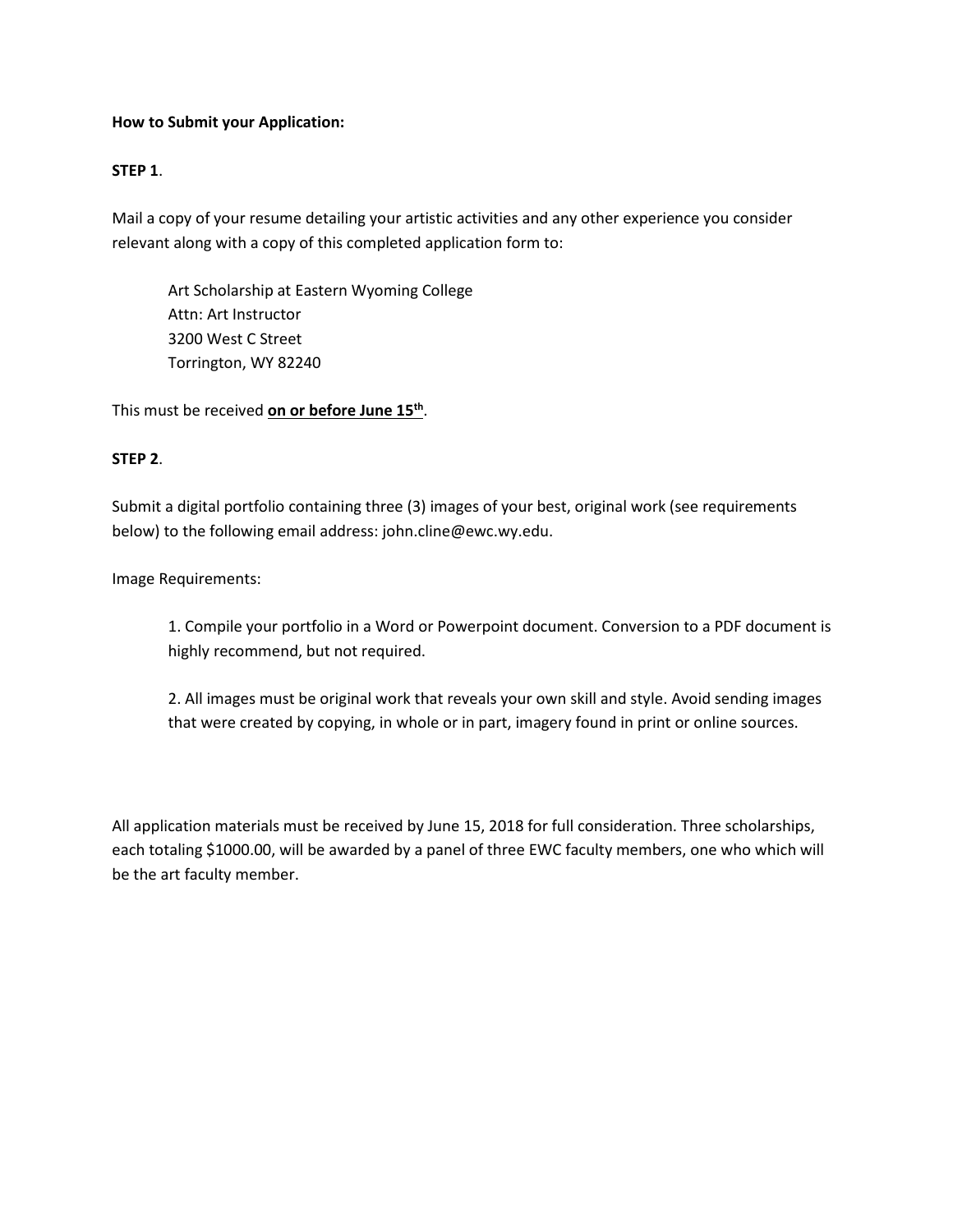**How to Submit your Application:**

**STEP 1**.

Mail a copy of your resume detailing your artistic activities and any other experience you consider relevant along with a copy of this completed application form to:

> Art Scholarship at Eastern Wyoming College
> Attn: Art Instructor
> 3200 West C Street
> Torrington, WY 82240

This must be received **on or before June 15th**.

**STEP 2**.

Submit a digital portfolio containing three (3) images of your best, original work (see requirements below) to the following email address: john.cline@ewc.wy.edu.

Image Requirements:

> 1. Compile your portfolio in a Word or Powerpoint document. Conversion to a PDF document is highly recommend, but not required.
>
> 2. All images must be original work that reveals your own skill and style. Avoid sending images that were created by copying, in whole or in part, imagery found in print or online sources.

All application materials must be received by June 15, 2018 for full consideration. Three scholarships, each totaling $1000.00, will be awarded by a panel of three EWC faculty members, one who which will be the art faculty member.